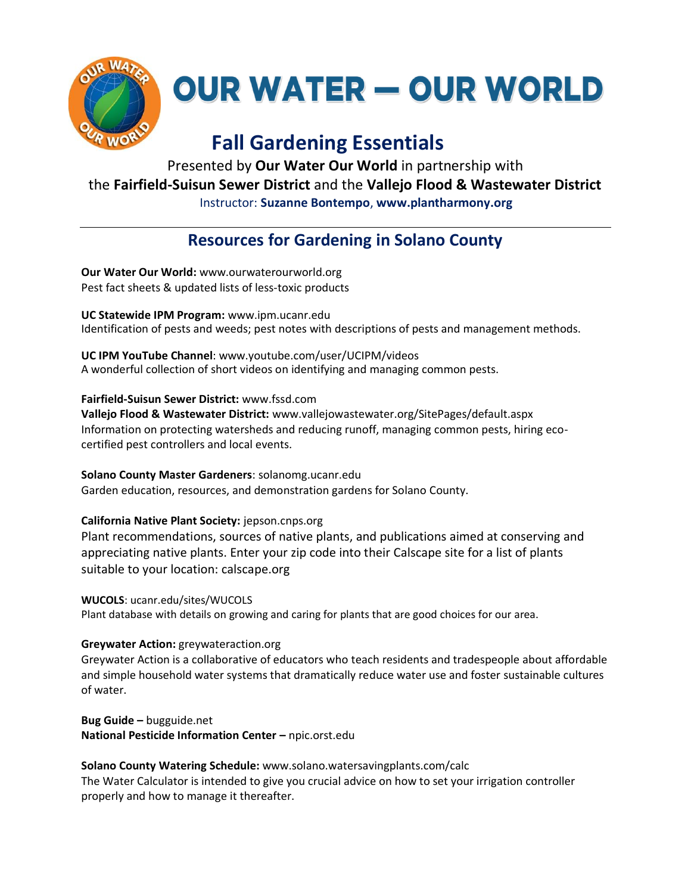# OUR WATER — OUR WORLD

## Fall Gardening Essentials

Presented by **Our Water Our World** in partnership with
the **Fairfield-Suisun Sewer District** and the **Vallejo Flood & Wastewater District**
Instructor: **Suzanne Bontempo**, **www.plantharmony.org**

---

## Resources for Gardening in Solano County

**Our Water Our World:** www.ourwaterourworld.org
Pest fact sheets & updated lists of less-toxic products

**UC Statewide IPM Program:** www.ipm.ucanr.edu
Identification of pests and weeds; pest notes with descriptions of pests and management methods.

**UC IPM YouTube Channel**: www.youtube.com/user/UCIPM/videos
A wonderful collection of short videos on identifying and managing common pests.

**Fairfield-Suisun Sewer District:** www.fssd.com
**Vallejo Flood & Wastewater District:** www.vallejowastewater.org/SitePages/default.aspx
Information on protecting watersheds and reducing runoff, managing common pests, hiring eco-certified pest controllers and local events.

**Solano County Master Gardeners**: solanomg.ucanr.edu
Garden education, resources, and demonstration gardens for Solano County.

**California Native Plant Society:** jepson.cnps.org
Plant recommendations, sources of native plants, and publications aimed at conserving and appreciating native plants. Enter your zip code into their Calscape site for a list of plants suitable to your location: calscape.org

**WUCOLS**: ucanr.edu/sites/WUCOLS
Plant database with details on growing and caring for plants that are good choices for our area.

**Greywater Action:** greywateraction.org
Greywater Action is a collaborative of educators who teach residents and tradespeople about affordable and simple household water systems that dramatically reduce water use and foster sustainable cultures of water.

**Bug Guide –** bugguide.net
**National Pesticide Information Center –** npic.orst.edu

**Solano County Watering Schedule:** www.solano.watersavingplants.com/calc
The Water Calculator is intended to give you crucial advice on how to set your irrigation controller properly and how to manage it thereafter.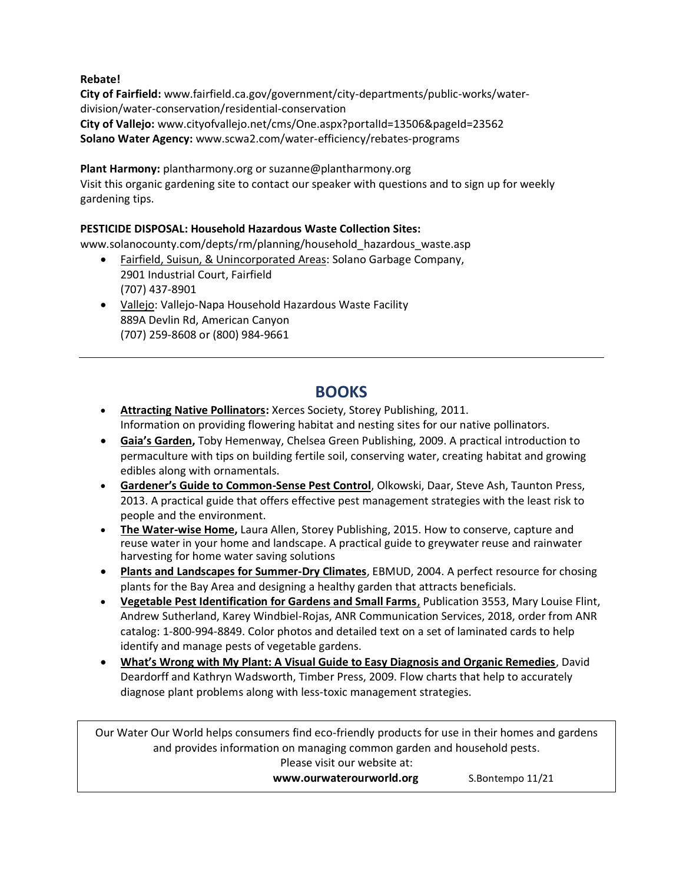**Rebate!**

**City of Fairfield:** www.fairfield.ca.gov/government/city-departments/public-works/water-division/water-conservation/residential-conservation

**City of Vallejo:** www.cityofvallejo.net/cms/One.aspx?portalId=13506&pageId=23562

**Solano Water Agency:** www.scwa2.com/water-efficiency/rebates-programs

**Plant Harmony:** plantharmony.org or suzanne@plantharmony.org

Visit this organic gardening site to contact our speaker with questions and to sign up for weekly gardening tips.

**PESTICIDE DISPOSAL: Household Hazardous Waste Collection Sites:**

www.solanocounty.com/depts/rm/planning/household_hazardous_waste.asp

- Fairfield, Suisun, & Unincorporated Areas: Solano Garbage Company, 2901 Industrial Court, Fairfield (707) 437-8901
- Vallejo: Vallejo-Napa Household Hazardous Waste Facility 889A Devlin Rd, American Canyon (707) 259-8608 or (800) 984-9661

---

## BOOKS

- **Attracting Native Pollinators:** Xerces Society, Storey Publishing, 2011. Information on providing flowering habitat and nesting sites for our native pollinators.
- **Gaia's Garden,** Toby Hemenway, Chelsea Green Publishing, 2009. A practical introduction to permaculture with tips on building fertile soil, conserving water, creating habitat and growing edibles along with ornamentals.
- **Gardener's Guide to Common-Sense Pest Control**, Olkowski, Daar, Steve Ash, Taunton Press, 2013. A practical guide that offers effective pest management strategies with the least risk to people and the environment.
- **The Water-wise Home,** Laura Allen, Storey Publishing, 2015. How to conserve, capture and reuse water in your home and landscape. A practical guide to greywater reuse and rainwater harvesting for home water saving solutions
- **Plants and Landscapes for Summer-Dry Climates**, EBMUD, 2004. A perfect resource for chosing plants for the Bay Area and designing a healthy garden that attracts beneficials.
- **Vegetable Pest Identification for Gardens and Small Farms**, Publication 3553, Mary Louise Flint, Andrew Sutherland, Karey Windbiel-Rojas, ANR Communication Services, 2018, order from ANR catalog: 1-800-994-8849. Color photos and detailed text on a set of laminated cards to help identify and manage pests of vegetable gardens.
- **What's Wrong with My Plant: A Visual Guide to Easy Diagnosis and Organic Remedies**, David Deardorff and Kathryn Wadsworth, Timber Press, 2009. Flow charts that help to accurately diagnose plant problems along with less-toxic management strategies.

Our Water Our World helps consumers find eco-friendly products for use in their homes and gardens and provides information on managing common garden and household pests.
Please visit our website at:
**www.ourwaterourworld.org** S.Bontempo 11/21